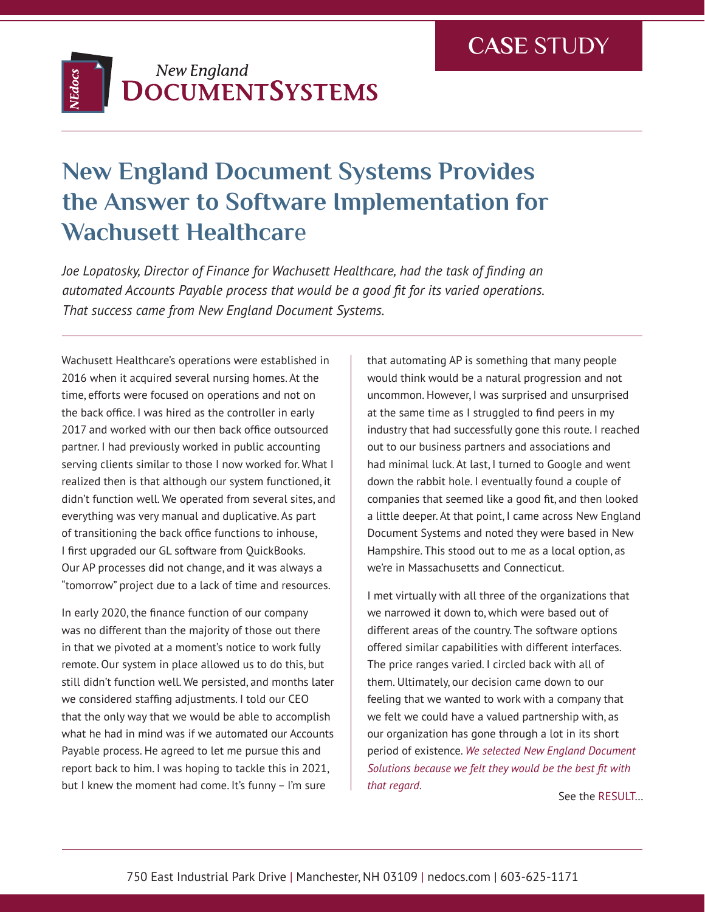CASE STUDY

New England **DocumentSystems**

# New England Document Systems Provides the Answer to Software Implementation for Wachusett Healthcare

*Joe Lopatosky, Director of Finance for Wachusett Healthcare, had the task of finding an automated Accounts Payable process that would be a good fit for its varied operations. That success came from New England Document Systems.*

Wachusett Healthcare's operations were established in 2016 when it acquired several nursing homes. At the time, efforts were focused on operations and not on the back office. I was hired as the controller in early 2017 and worked with our then back office outsourced partner. I had previously worked in public accounting serving clients similar to those I now worked for. What I realized then is that although our system functioned, it didn't function well. We operated from several sites, and everything was very manual and duplicative. As part of transitioning the back office functions to inhouse, I first upgraded our GL software from QuickBooks. Our AP processes did not change, and it was always a "tomorrow" project due to a lack of time and resources.

In early 2020, the finance function of our company was no different than the majority of those out there in that we pivoted at a moment's notice to work fully remote. Our system in place allowed us to do this, but still didn't function well. We persisted, and months later we considered staffing adjustments. I told our CEO that the only way that we would be able to accomplish what he had in mind was if we automated our Accounts Payable process. He agreed to let me pursue this and report back to him. I was hoping to tackle this in 2021, but I knew the moment had come. It's funny – I'm sure that automating AP is something that many people would think would be a natural progression and not uncommon. However, I was surprised and unsurprised at the same time as I struggled to find peers in my industry that had successfully gone this route. I reached out to our business partners and associations and had minimal luck. At last, I turned to Google and went down the rabbit hole. I eventually found a couple of companies that seemed like a good fit, and then looked a little deeper. At that point, I came across New England Document Systems and noted they were based in New Hampshire. This stood out to me as a local option, as we're in Massachusetts and Connecticut.

I met virtually with all three of the organizations that we narrowed it down to, which were based out of different areas of the country. The software options offered similar capabilities with different interfaces. The price ranges varied. I circled back with all of them. Ultimately, our decision came down to our feeling that we wanted to work with a company that we felt we could have a valued partnership with, as our organization has gone through a lot in its short period of existence. *We selected New England Document Solutions because we felt they would be the best fit with that regard.*

See the RESULT...

750 East Industrial Park Drive | Manchester, NH 03109 | nedocs.com | 603-625-1171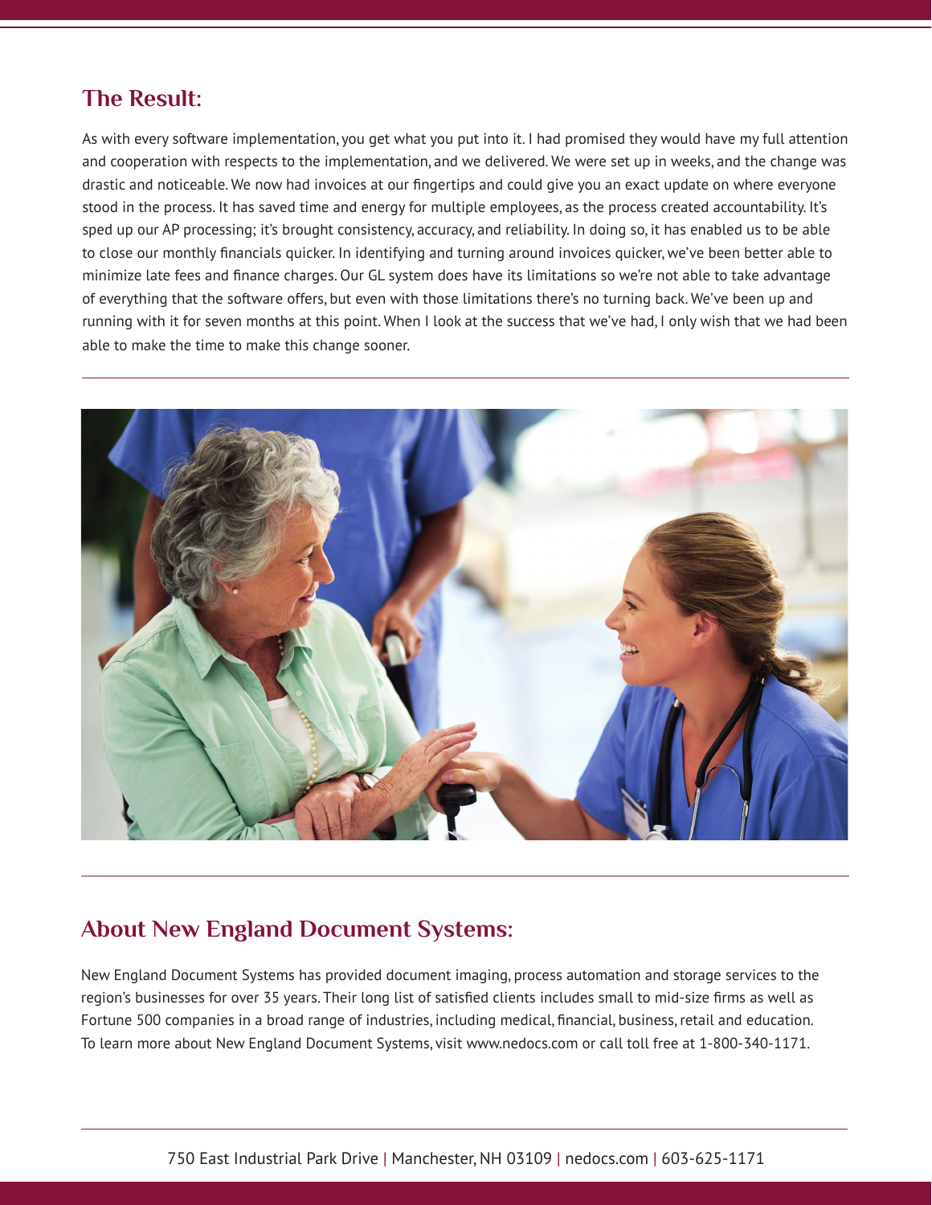## The Result:

As with every software implementation, you get what you put into it. I had promised they would have my full attention and cooperation with respects to the implementation, and we delivered. We were set up in weeks, and the change was drastic and noticeable. We now had invoices at our fingertips and could give you an exact update on where everyone stood in the process. It has saved time and energy for multiple employees, as the process created accountability. It's sped up our AP processing; it's brought consistency, accuracy, and reliability. In doing so, it has enabled us to be able to close our monthly financials quicker. In identifying and turning around invoices quicker, we've been better able to minimize late fees and finance charges. Our GL system does have its limitations so we're not able to take advantage of everything that the software offers, but even with those limitations there's no turning back. We've been up and running with it for seven months at this point. When I look at the success that we've had, I only wish that we had been able to make the time to make this change sooner.

## About New England Document Systems:

New England Document Systems has provided document imaging, process automation and storage services to the region's businesses for over 35 years. Their long list of satisfied clients includes small to mid-size firms as well as Fortune 500 companies in a broad range of industries, including medical, financial, business, retail and education. To learn more about New England Document Systems, visit www.nedocs.com or call toll free at 1-800-340-1171.

750 East Industrial Park Drive | Manchester, NH 03109 | nedocs.com | 603-625-1171